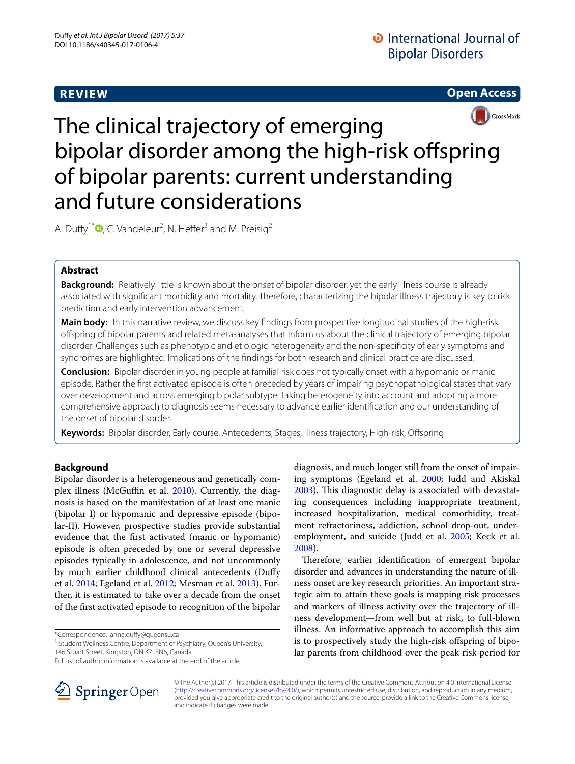**REVIEW** **Open Access**

# The clinical trajectory of emerging bipolar disorder among the high-risk offspring of bipolar parents: current understanding and future considerations

A. Duffy[1*], C. Vandeleur[2], N. Heffer[3] and M. Preisig[2]

## Abstract

**Background:** Relatively little is known about the onset of bipolar disorder, yet the early illness course is already associated with significant morbidity and mortality. Therefore, characterizing the bipolar illness trajectory is key to risk prediction and early intervention advancement.

**Main body:** In this narrative review, we discuss key findings from prospective longitudinal studies of the high-risk offspring of bipolar parents and related meta-analyses that inform us about the clinical trajectory of emerging bipolar disorder. Challenges such as phenotypic and etiologic heterogeneity and the non-specificity of early symptoms and syndromes are highlighted. Implications of the findings for both research and clinical practice are discussed.

**Conclusion:** Bipolar disorder in young people at familial risk does not typically onset with a hypomanic or manic episode. Rather the first activated episode is often preceded by years of impairing psychopathological states that vary over development and across emerging bipolar subtype. Taking heterogeneity into account and adopting a more comprehensive approach to diagnosis seems necessary to advance earlier identification and our understanding of the onset of bipolar disorder.

**Keywords:** Bipolar disorder, Early course, Antecedents, Stages, Illness trajectory, High-risk, Offspring

## Background

Bipolar disorder is a heterogeneous and genetically complex illness (McGuffin et al. 2010). Currently, the diagnosis is based on the manifestation of at least one manic (bipolar I) or hypomanic and depressive episode (bipolar-II). However, prospective studies provide substantial evidence that the first activated (manic or hypomanic) episode is often preceded by one or several depressive episodes typically in adolescence, and not uncommonly by much earlier childhood clinical antecedents (Duffy et al. 2014; Egeland et al. 2012; Mesman et al. 2013). Further, it is estimated to take over a decade from the onset of the first activated episode to recognition of the bipolar diagnosis, and much longer still from the onset of impairing symptoms (Egeland et al. 2000; Judd and Akiskal 2003). This diagnostic delay is associated with devastating consequences including inappropriate treatment, increased hospitalization, medical comorbidity, treatment refractoriness, addiction, school drop-out, underemployment, and suicide (Judd et al. 2005; Keck et al. 2008).

Therefore, earlier identification of emergent bipolar disorder and advances in understanding the nature of illness onset are key research priorities. An important strategic aim to attain these goals is mapping risk processes and markers of illness activity over the trajectory of illness development—from well but at risk, to full-blown illness. An informative approach to accomplish this aim is to prospectively study the high-risk offspring of bipolar parents from childhood over the peak risk period for

*Correspondence: anne.duffy@queensu.ca

[1] Student Wellness Centre, Department of Psychiatry, Queen's University, 146 Stuart Street, Kingston, ON K7L3N6, Canada

Full list of author information is available at the end of the article

© The Author(s) 2017. This article is distributed under the terms of the Creative Commons Attribution 4.0 International License (http://creativecommons.org/licenses/by/4.0/), which permits unrestricted use, distribution, and reproduction in any medium, provided you give appropriate credit to the original author(s) and the source, provide a link to the Creative Commons license, and indicate if changes were made.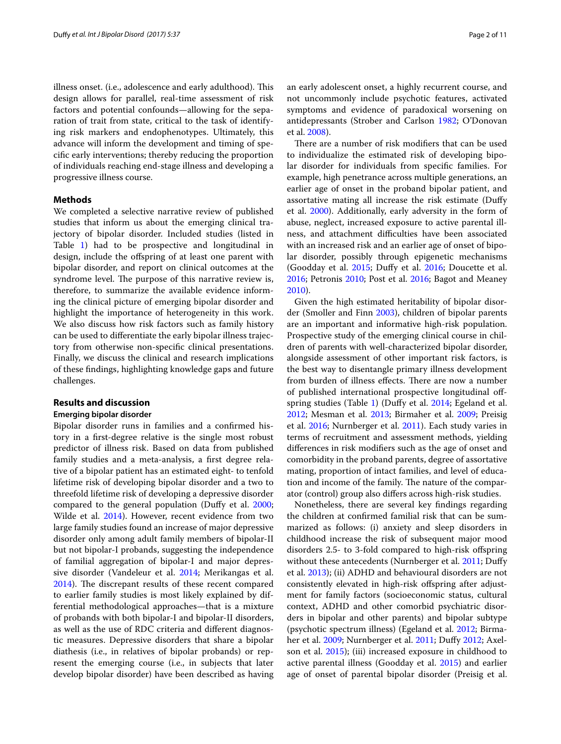illness onset. (i.e., adolescence and early adulthood). This design allows for parallel, real-time assessment of risk factors and potential confounds—allowing for the separation of trait from state, critical to the task of identifying risk markers and endophenotypes. Ultimately, this advance will inform the development and timing of specific early interventions; thereby reducing the proportion of individuals reaching end-stage illness and developing a progressive illness course.

## Methods

We completed a selective narrative review of published studies that inform us about the emerging clinical trajectory of bipolar disorder. Included studies (listed in Table 1) had to be prospective and longitudinal in design, include the offspring of at least one parent with bipolar disorder, and report on clinical outcomes at the syndrome level. The purpose of this narrative review is, therefore, to summarize the available evidence informing the clinical picture of emerging bipolar disorder and highlight the importance of heterogeneity in this work. We also discuss how risk factors such as family history can be used to differentiate the early bipolar illness trajectory from otherwise non-specific clinical presentations. Finally, we discuss the clinical and research implications of these findings, highlighting knowledge gaps and future challenges.

## Results and discussion

### Emerging bipolar disorder

Bipolar disorder runs in families and a confirmed history in a first-degree relative is the single most robust predictor of illness risk. Based on data from published family studies and a meta-analysis, a first degree relative of a bipolar patient has an estimated eight- to tenfold lifetime risk of developing bipolar disorder and a two to threefold lifetime risk of developing a depressive disorder compared to the general population (Duffy et al. 2000; Wilde et al. 2014). However, recent evidence from two large family studies found an increase of major depressive disorder only among adult family members of bipolar-II but not bipolar-I probands, suggesting the independence of familial aggregation of bipolar-I and major depressive disorder (Vandeleur et al. 2014; Merikangas et al. 2014). The discrepant results of these recent compared to earlier family studies is most likely explained by differential methodological approaches—that is a mixture of probands with both bipolar-I and bipolar-II disorders, as well as the use of RDC criteria and different diagnostic measures. Depressive disorders that share a bipolar diathesis (i.e., in relatives of bipolar probands) or represent the emerging course (i.e., in subjects that later develop bipolar disorder) have been described as having an early adolescent onset, a highly recurrent course, and not uncommonly include psychotic features, activated symptoms and evidence of paradoxical worsening on antidepressants (Strober and Carlson 1982; O'Donovan et al. 2008).

There are a number of risk modifiers that can be used to individualize the estimated risk of developing bipolar disorder for individuals from specific families. For example, high penetrance across multiple generations, an earlier age of onset in the proband bipolar patient, and assortative mating all increase the risk estimate (Duffy et al. 2000). Additionally, early adversity in the form of abuse, neglect, increased exposure to active parental illness, and attachment difficulties have been associated with an increased risk and an earlier age of onset of bipolar disorder, possibly through epigenetic mechanisms (Goodday et al. 2015; Duffy et al. 2016; Doucette et al. 2016; Petronis 2010; Post et al. 2016; Bagot and Meaney 2010).

Given the high estimated heritability of bipolar disorder (Smoller and Finn 2003), children of bipolar parents are an important and informative high-risk population. Prospective study of the emerging clinical course in children of parents with well-characterized bipolar disorder, alongside assessment of other important risk factors, is the best way to disentangle primary illness development from burden of illness effects. There are now a number of published international prospective longitudinal offspring studies (Table 1) (Duffy et al. 2014; Egeland et al. 2012; Mesman et al. 2013; Birmaher et al. 2009; Preisig et al. 2016; Nurnberger et al. 2011). Each study varies in terms of recruitment and assessment methods, yielding differences in risk modifiers such as the age of onset and comorbidity in the proband parents, degree of assortative mating, proportion of intact families, and level of education and income of the family. The nature of the comparator (control) group also differs across high-risk studies.

Nonetheless, there are several key findings regarding the children at confirmed familial risk that can be summarized as follows: (i) anxiety and sleep disorders in childhood increase the risk of subsequent major mood disorders 2.5- to 3-fold compared to high-risk offspring without these antecedents (Nurnberger et al. 2011; Duffy et al. 2013); (ii) ADHD and behavioural disorders are not consistently elevated in high-risk offspring after adjustment for family factors (socioeconomic status, cultural context, ADHD and other comorbid psychiatric disorders in bipolar and other parents) and bipolar subtype (psychotic spectrum illness) (Egeland et al. 2012; Birmaher et al. 2009; Nurnberger et al. 2011; Duffy 2012; Axelson et al. 2015); (iii) increased exposure in childhood to active parental illness (Goodday et al. 2015) and earlier age of onset of parental bipolar disorder (Preisig et al.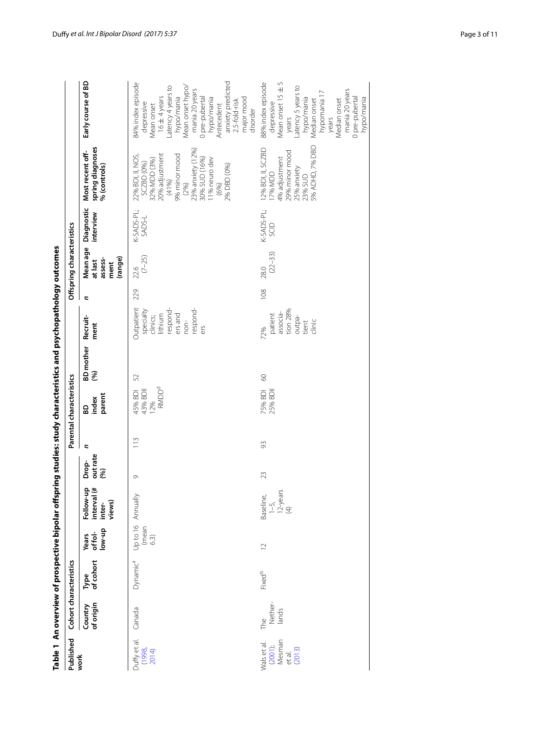**Table 1 An overview of prospective bipolar offspring studies: study characteristics and psychopathology outcomes**

| Published work | Cohort characteristics | | | | | Parental characteristics | | | | Offspring characteristics | | | | | |
|---|---|---|---|---|---|---|---|---|---|---|---|---|---|---|---|
| | Country of origin | Type of cohort | Years of follow-up | Follow-up interval (# interviews) | Drop-out rate (%) | n | BD index parent | BD mother (%) | Recruitment | n | Mean age at last assessment (range) | Diagnostic interview | Most recent offspring diagnoses % (controls) | Early course of BD |
| Duffy et al. (1998, 2014) | Canada | Dynamic[a] | Up to 16 (mean 6.3) | Annually | 9 | 113 | 45% BDI 43% BDII 12% RMDD[d] | 52 | Outpatient specialty clinics; lithium responders and non-responders | 229 | 22.6 (7–25) | K-SADS-PL; SADS-L | 22% BDI, II, NOS, SCZBD (0%) 32% MDD (3%) 20% adjustment (41%) 9% minor mood (2%) 23% anxiety (12%) 30% SUD (16%) 11% neuro dev (6%) 2% DBD (0%) | 84% index episode depressive Mean onset 16 ± 4 years Latency 4 years to hypo/mania Mean onset hypo/mania 20 years 0 pre-pubertal hypo/mania Antecedent anxiety predicted 2.5-fold-risk major mood disorder |
| Wals et al. (2001); Mesman et al. (2013) | The Netherlands | Fixed[b] | 12 | Baseline, 1–5, 12-years (4) | 23 | 93 | 75% BDI 25% BDII | 60 | 72% patient association 28% outpatient clinic | 108 | 28.0 (22–33) | K-SADS-PL; SCID | 12% BDI, II, SCZBD 17% MDD 4% adjustment 29% minor mood 25% anxiety 23% SUD 5% ADHD, 7% DBD | 88% index episode depressive Mean onset 15 ± 5 years Latency 5 years to hypo/mania Median onset hypomania 17 years Median onset mania 20 years 0 pre-pubertal hypo/mania |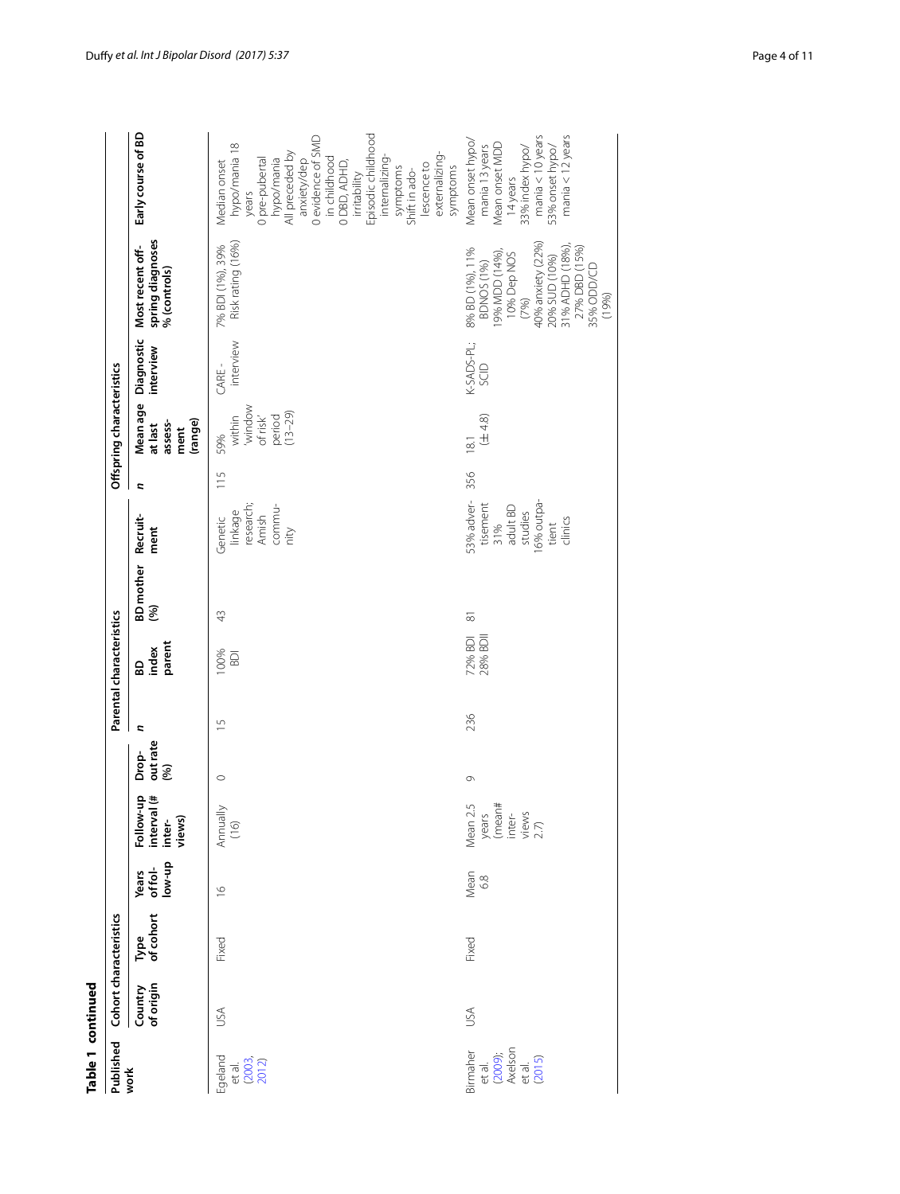**Table 1 continued**

| Published work | Cohort characteristics | | | | | Parental characteristics | | | | Offspring characteristics | | | | |
|---|---|---|---|---|---|---|---|---|---|---|---|---|---|---|
| | Country of origin | Type of cohort | Years of follow-up | Follow-up interval (# interviews) | Drop-out rate (%) | n | BD index parent | BD mother (%) | Recruitment | n | Mean age at last assessment (range) | Diagnostic interview | Most recent offspring diagnoses % (controls) | Early course of BD |
| Egeland et al. (2003, 2012) | USA | Fixed | 16 | Annually (16) | 0 | 15 | 100% BDI | 43 | Genetic linkage research; Amish community | 115 | 59% within 'window of risk' period (13–29) | CARE-interview | 7% BDI (1%), 39% Risk rating (16%) | Median onset hypo/mania 18 years<br>0 pre-pubertal hypo/mania<br>All preceded by anxiety/dep<br>0 evidence of SMD in childhood<br>0 DBD, ADHD, irritability<br>Episodic childhood internalizing-symptoms<br>Shift in adolescence to externalizing-symptoms |
| Birmaher et al. (2009); Axelson et al. (2015) | USA | Fixed | Mean 6.8 | Mean 2.5 years (mean# interviews 2.7) | 9 | 236 | 72% BDI<br>28% BDII | 81 | 53% advertisement<br>31% adult BD studies<br>16% outpatient clinics | 356 | 18.1 (±4.8) | K-SADS-PL; SCID | 8% BD (1%), 11% BDNOS (1%)<br>19% MDD (14%),<br>10% Dep NOS (7%)<br>40% anxiety (22%)<br>20% SUD (10%)<br>31% ADHD (18%),<br>27% DBD (15%)<br>35% ODD/CD (19%) | Mean onset hypo/mania 13 years<br>Mean onset MDD 14 years<br>33% index hypo/mania < 10 years<br>53% onset hypo/mania < 12 years |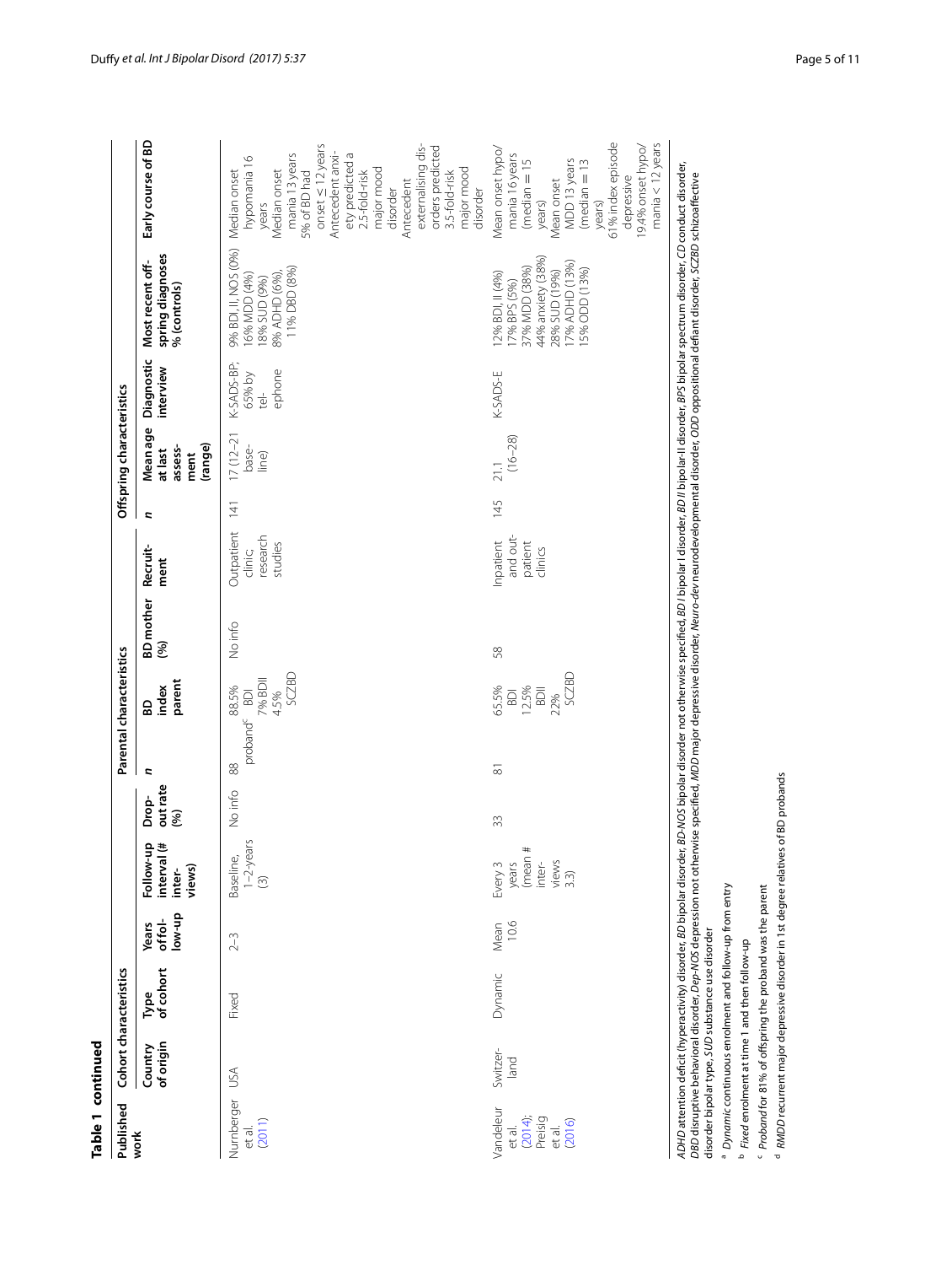**Table 1 continued**

| Published work | Cohort characteristics | | | | | Parental characteristics | | | | Offspring characteristics | | | | Early course of BD |
|---|---|---|---|---|---|---|---|---|---|---|---|---|---|---|
| | Country of origin | Type of cohort | Years of follow-up | Follow-up interval (# interviews) | Drop-out rate (%) | n | BD index parent | BD mother (%) | Recruitment | n | Mean age at last assessment (range) | Diagnostic interview | Most recent offspring diagnoses % (controls) | |
| Nurnberger et al. (2011) | USA | Fixed | 2–3 | Baseline, 1–2-years (3) | No info | 88 proband[c] | 88.5% BDI 7% BDII 4.5% SCZBD | No info | Outpatient clinic; research studies | 141 | 17 (12–21 baseline) | K-SADS-BP; 65% by telephone | 9% BDI, II, NOS (0%) 16% MDD (4%) 18% SUD (9%) 8% ADHD (6%), 11% DBD (8%) | Median onset hypomania 16 years Median onset mania 13 years 5% of BD had onset ≤ 12 years Antecedent anxiety predicted a 2.5-fold-risk major mood disorder Antecedent externalising disorders predicted 3.5-fold-risk major mood disorder |
| Vandeleur et al. (2014); Preisig et al. (2016) | Switzerland | Dynamic | Mean 10.6 | Every 3 years (mean # interviews 3.3) | 33 | 81 | 65.5% BDI 12.5% BDII 22% SCZBD | 58 | Inpatient and outpatient clinics | 145 | 21.1 (16–28) | K-SADS-E | 12% BDI, II (4%) 17% BPS (5%) 37% MDD (38%) 44% anxiety (38%) 28% SUD (19%) 17% ADHD (13%) 15% ODD (13%) | Mean onset hypo/mania 16 years (median = 15 years) Mean onset MDD 13 years (median = 13 years) 61% index episode depressive 19.4% onset hypo/mania < 12 years |

*ADHD* attention deficit (hyperactivity) disorder, *BD* bipolar disorder, *BD-NOS* bipolar disorder not otherwise specified, *BD I* bipolar I disorder, *BD II* bipolar-II disorder, *BPS* bipolar spectrum disorder, *CD* conduct disorder, *DBD* disruptive behavioral disorder, *Dep-NOS* depression not otherwise specified, *MDD* major depressive disorder, *Neuro-dev* neurodevelopmental disorder, *ODD* oppositional defiant disorder, *SCZBD* schizoaffective disorder bipolar type, *SUD* substance use disorder

[a] *Dynamic* continuous enrolment and follow-up from entry

[b] *Fixed* enrolment at time 1 and then follow-up

[c] *Proband* for 81% of offspring the proband was the parent

[d] *RMDD* recurrent major depressive disorder in 1st degree relatives of BD probands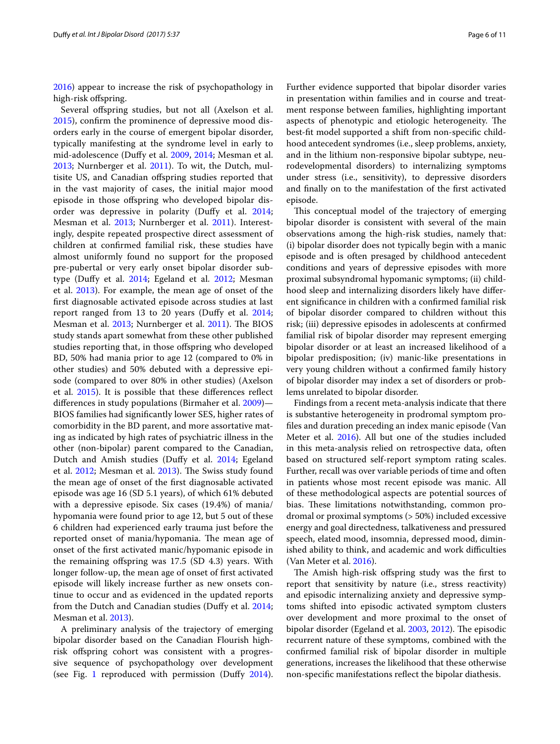2016) appear to increase the risk of psychopathology in high-risk offspring.

Several offspring studies, but not all (Axelson et al. 2015), confirm the prominence of depressive mood disorders early in the course of emergent bipolar disorder, typically manifesting at the syndrome level in early to mid-adolescence (Duffy et al. 2009, 2014; Mesman et al. 2013; Nurnberger et al. 2011). To wit, the Dutch, multisite US, and Canadian offspring studies reported that in the vast majority of cases, the initial major mood episode in those offspring who developed bipolar disorder was depressive in polarity (Duffy et al. 2014; Mesman et al. 2013; Nurnberger et al. 2011). Interestingly, despite repeated prospective direct assessment of children at confirmed familial risk, these studies have almost uniformly found no support for the proposed pre-pubertal or very early onset bipolar disorder subtype (Duffy et al. 2014; Egeland et al. 2012; Mesman et al. 2013). For example, the mean age of onset of the first diagnosable activated episode across studies at last report ranged from 13 to 20 years (Duffy et al. 2014; Mesman et al. 2013; Nurnberger et al. 2011). The BIOS study stands apart somewhat from these other published studies reporting that, in those offspring who developed BD, 50% had mania prior to age 12 (compared to 0% in other studies) and 50% debuted with a depressive episode (compared to over 80% in other studies) (Axelson et al. 2015). It is possible that these differences reflect differences in study populations (Birmaher et al. 2009)—BIOS families had significantly lower SES, higher rates of comorbidity in the BD parent, and more assortative mating as indicated by high rates of psychiatric illness in the other (non-bipolar) parent compared to the Canadian, Dutch and Amish studies (Duffy et al. 2014; Egeland et al. 2012; Mesman et al. 2013). The Swiss study found the mean age of onset of the first diagnosable activated episode was age 16 (SD 5.1 years), of which 61% debuted with a depressive episode. Six cases (19.4%) of mania/hypomania were found prior to age 12, but 5 out of these 6 children had experienced early trauma just before the reported onset of mania/hypomania. The mean age of onset of the first activated manic/hypomanic episode in the remaining offspring was 17.5 (SD 4.3) years. With longer follow-up, the mean age of onset of first activated episode will likely increase further as new onsets continue to occur and as evidenced in the updated reports from the Dutch and Canadian studies (Duffy et al. 2014; Mesman et al. 2013).

A preliminary analysis of the trajectory of emerging bipolar disorder based on the Canadian Flourish high-risk offspring cohort was consistent with a progressive sequence of psychopathology over development (see Fig. 1 reproduced with permission (Duffy 2014). Further evidence supported that bipolar disorder varies in presentation within families and in course and treatment response between families, highlighting important aspects of phenotypic and etiologic heterogeneity. The best-fit model supported a shift from non-specific childhood antecedent syndromes (i.e., sleep problems, anxiety, and in the lithium non-responsive bipolar subtype, neurodevelopmental disorders) to internalizing symptoms under stress (i.e., sensitivity), to depressive disorders and finally on to the manifestation of the first activated episode.

This conceptual model of the trajectory of emerging bipolar disorder is consistent with several of the main observations among the high-risk studies, namely that: (i) bipolar disorder does not typically begin with a manic episode and is often presaged by childhood antecedent conditions and years of depressive episodes with more proximal subsyndromal hypomanic symptoms; (ii) childhood sleep and internalizing disorders likely have different significance in children with a confirmed familial risk of bipolar disorder compared to children without this risk; (iii) depressive episodes in adolescents at confirmed familial risk of bipolar disorder may represent emerging bipolar disorder or at least an increased likelihood of a bipolar predisposition; (iv) manic-like presentations in very young children without a confirmed family history of bipolar disorder may index a set of disorders or problems unrelated to bipolar disorder.

Findings from a recent meta-analysis indicate that there is substantive heterogeneity in prodromal symptom profiles and duration preceding an index manic episode (Van Meter et al. 2016). All but one of the studies included in this meta-analysis relied on retrospective data, often based on structured self-report symptom rating scales. Further, recall was over variable periods of time and often in patients whose most recent episode was manic. All of these methodological aspects are potential sources of bias. These limitations notwithstanding, common prodromal or proximal symptoms (> 50%) included excessive energy and goal directedness, talkativeness and pressured speech, elated mood, insomnia, depressed mood, diminished ability to think, and academic and work difficulties (Van Meter et al. 2016).

The Amish high-risk offspring study was the first to report that sensitivity by nature (i.e., stress reactivity) and episodic internalizing anxiety and depressive symptoms shifted into episodic activated symptom clusters over development and more proximal to the onset of bipolar disorder (Egeland et al. 2003, 2012). The episodic recurrent nature of these symptoms, combined with the confirmed familial risk of bipolar disorder in multiple generations, increases the likelihood that these otherwise non-specific manifestations reflect the bipolar diathesis.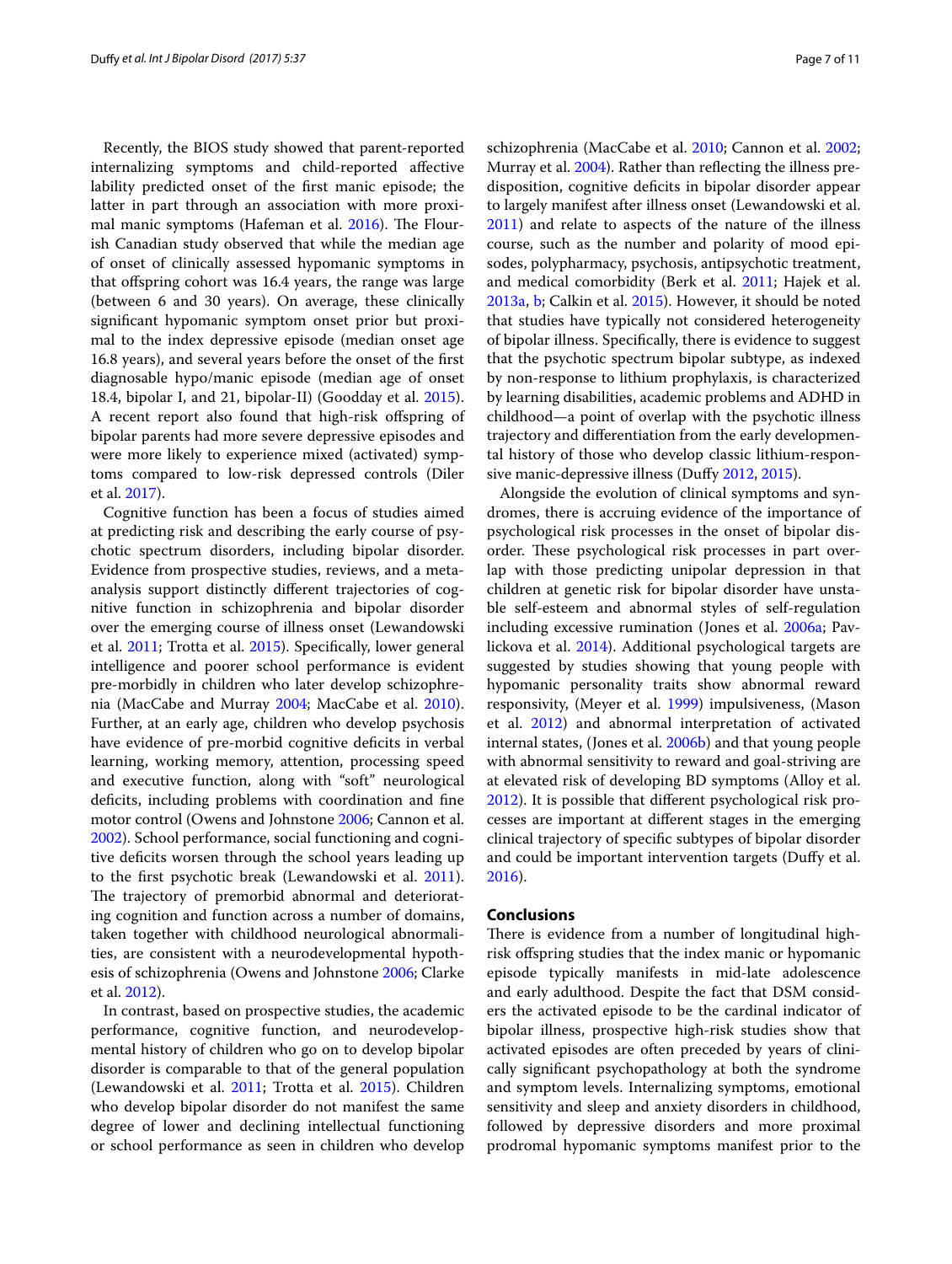Recently, the BIOS study showed that parent-reported internalizing symptoms and child-reported affective lability predicted onset of the first manic episode; the latter in part through an association with more proximal manic symptoms (Hafeman et al. 2016). The Flourish Canadian study observed that while the median age of onset of clinically assessed hypomanic symptoms in that offspring cohort was 16.4 years, the range was large (between 6 and 30 years). On average, these clinically significant hypomanic symptom onset prior but proximal to the index depressive episode (median onset age 16.8 years), and several years before the onset of the first diagnosable hypo/manic episode (median age of onset 18.4, bipolar I, and 21, bipolar-II) (Goodday et al. 2015). A recent report also found that high-risk offspring of bipolar parents had more severe depressive episodes and were more likely to experience mixed (activated) symptoms compared to low-risk depressed controls (Diler et al. 2017).

Cognitive function has been a focus of studies aimed at predicting risk and describing the early course of psychotic spectrum disorders, including bipolar disorder. Evidence from prospective studies, reviews, and a meta-analysis support distinctly different trajectories of cognitive function in schizophrenia and bipolar disorder over the emerging course of illness onset (Lewandowski et al. 2011; Trotta et al. 2015). Specifically, lower general intelligence and poorer school performance is evident pre-morbidly in children who later develop schizophrenia (MacCabe and Murray 2004; MacCabe et al. 2010). Further, at an early age, children who develop psychosis have evidence of pre-morbid cognitive deficits in verbal learning, working memory, attention, processing speed and executive function, along with "soft" neurological deficits, including problems with coordination and fine motor control (Owens and Johnstone 2006; Cannon et al. 2002). School performance, social functioning and cognitive deficits worsen through the school years leading up to the first psychotic break (Lewandowski et al. 2011). The trajectory of premorbid abnormal and deteriorating cognition and function across a number of domains, taken together with childhood neurological abnormalities, are consistent with a neurodevelopmental hypothesis of schizophrenia (Owens and Johnstone 2006; Clarke et al. 2012).

In contrast, based on prospective studies, the academic performance, cognitive function, and neurodevelopmental history of children who go on to develop bipolar disorder is comparable to that of the general population (Lewandowski et al. 2011; Trotta et al. 2015). Children who develop bipolar disorder do not manifest the same degree of lower and declining intellectual functioning or school performance as seen in children who develop schizophrenia (MacCabe et al. 2010; Cannon et al. 2002; Murray et al. 2004). Rather than reflecting the illness predisposition, cognitive deficits in bipolar disorder appear to largely manifest after illness onset (Lewandowski et al. 2011) and relate to aspects of the nature of the illness course, such as the number and polarity of mood episodes, polypharmacy, psychosis, antipsychotic treatment, and medical comorbidity (Berk et al. 2011; Hajek et al. 2013a, b; Calkin et al. 2015). However, it should be noted that studies have typically not considered heterogeneity of bipolar illness. Specifically, there is evidence to suggest that the psychotic spectrum bipolar subtype, as indexed by non-response to lithium prophylaxis, is characterized by learning disabilities, academic problems and ADHD in childhood—a point of overlap with the psychotic illness trajectory and differentiation from the early developmental history of those who develop classic lithium-responsive manic-depressive illness (Duffy 2012, 2015).

Alongside the evolution of clinical symptoms and syndromes, there is accruing evidence of the importance of psychological risk processes in the onset of bipolar disorder. These psychological risk processes in part overlap with those predicting unipolar depression in that children at genetic risk for bipolar disorder have unstable self-esteem and abnormal styles of self-regulation including excessive rumination (Jones et al. 2006a; Pavlickova et al. 2014). Additional psychological targets are suggested by studies showing that young people with hypomanic personality traits show abnormal reward responsivity, (Meyer et al. 1999) impulsiveness, (Mason et al. 2012) and abnormal interpretation of activated internal states, (Jones et al. 2006b) and that young people with abnormal sensitivity to reward and goal-striving are at elevated risk of developing BD symptoms (Alloy et al. 2012). It is possible that different psychological risk processes are important at different stages in the emerging clinical trajectory of specific subtypes of bipolar disorder and could be important intervention targets (Duffy et al. 2016).

## Conclusions

There is evidence from a number of longitudinal high-risk offspring studies that the index manic or hypomanic episode typically manifests in mid-late adolescence and early adulthood. Despite the fact that DSM considers the activated episode to be the cardinal indicator of bipolar illness, prospective high-risk studies show that activated episodes are often preceded by years of clinically significant psychopathology at both the syndrome and symptom levels. Internalizing symptoms, emotional sensitivity and sleep and anxiety disorders in childhood, followed by depressive disorders and more proximal prodromal hypomanic symptoms manifest prior to the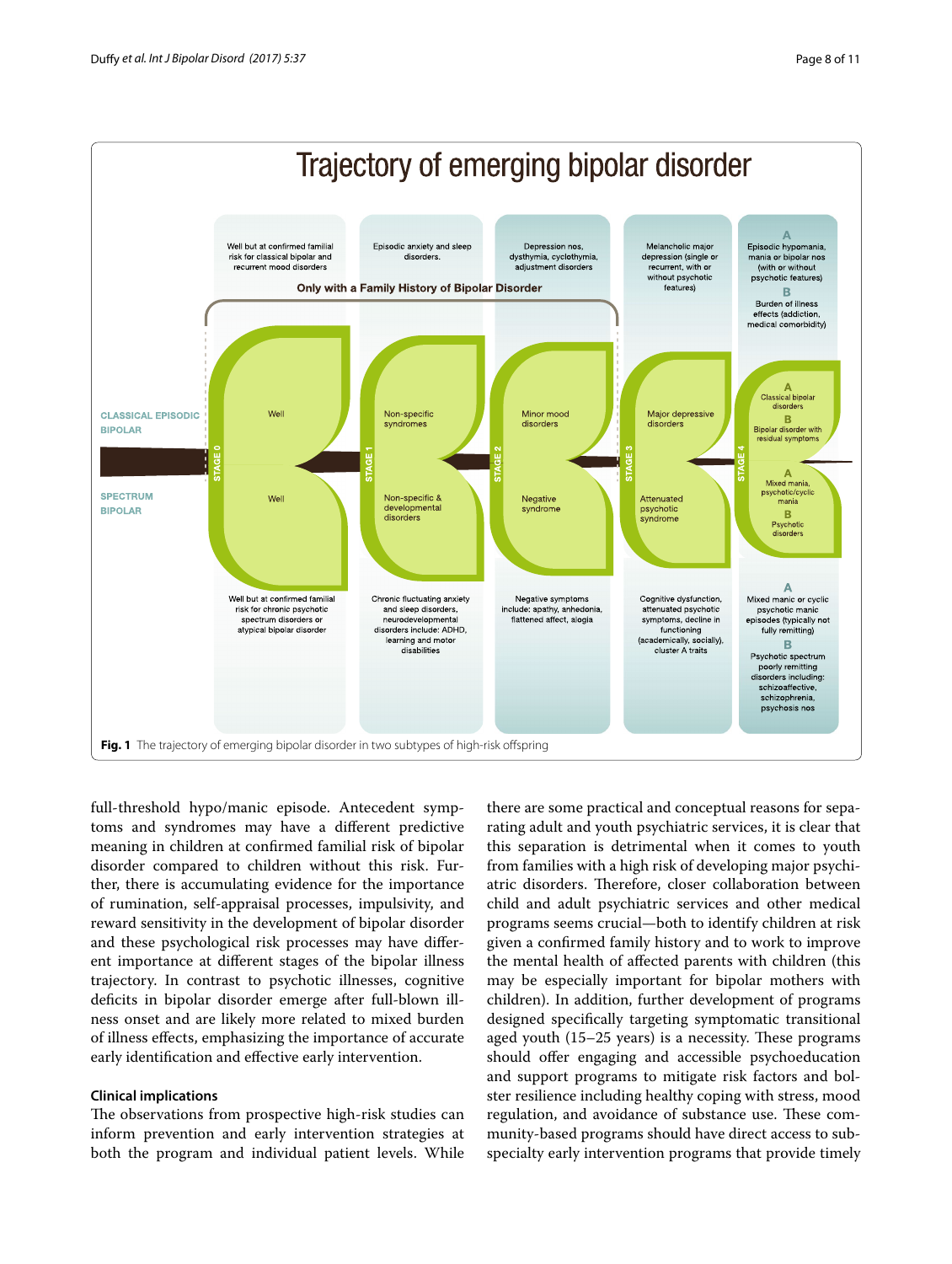**Fig. 1** The trajectory of emerging bipolar disorder in two subtypes of high-risk offspring

full-threshold hypo/manic episode. Antecedent symptoms and syndromes may have a different predictive meaning in children at confirmed familial risk of bipolar disorder compared to children without this risk. Further, there is accumulating evidence for the importance of rumination, self-appraisal processes, impulsivity, and reward sensitivity in the development of bipolar disorder and these psychological risk processes may have different importance at different stages of the bipolar illness trajectory. In contrast to psychotic illnesses, cognitive deficits in bipolar disorder emerge after full-blown illness onset and are likely more related to mixed burden of illness effects, emphasizing the importance of accurate early identification and effective early intervention.

### Clinical implications

The observations from prospective high-risk studies can inform prevention and early intervention strategies at both the program and individual patient levels. While there are some practical and conceptual reasons for separating adult and youth psychiatric services, it is clear that this separation is detrimental when it comes to youth from families with a high risk of developing major psychiatric disorders. Therefore, closer collaboration between child and adult psychiatric services and other medical programs seems crucial—both to identify children at risk given a confirmed family history and to work to improve the mental health of affected parents with children (this may be especially important for bipolar mothers with children). In addition, further development of programs designed specifically targeting symptomatic transitional aged youth (15–25 years) is a necessity. These programs should offer engaging and accessible psychoeducation and support programs to mitigate risk factors and bolster resilience including healthy coping with stress, mood regulation, and avoidance of substance use. These community-based programs should have direct access to subspecialty early intervention programs that provide timely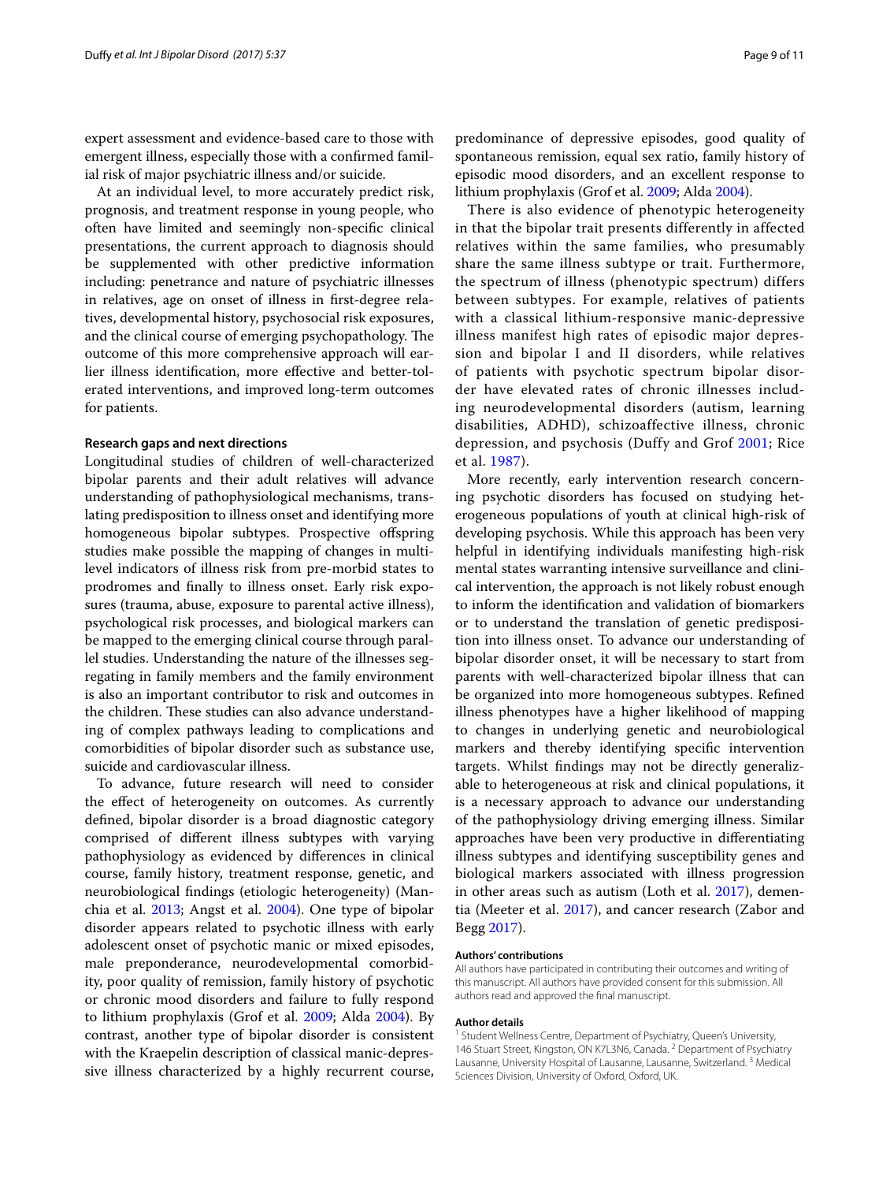expert assessment and evidence-based care to those with emergent illness, especially those with a confirmed familial risk of major psychiatric illness and/or suicide.

At an individual level, to more accurately predict risk, prognosis, and treatment response in young people, who often have limited and seemingly non-specific clinical presentations, the current approach to diagnosis should be supplemented with other predictive information including: penetrance and nature of psychiatric illnesses in relatives, age on onset of illness in first-degree relatives, developmental history, psychosocial risk exposures, and the clinical course of emerging psychopathology. The outcome of this more comprehensive approach will earlier illness identification, more effective and better-tolerated interventions, and improved long-term outcomes for patients.

### Research gaps and next directions

Longitudinal studies of children of well-characterized bipolar parents and their adult relatives will advance understanding of pathophysiological mechanisms, translating predisposition to illness onset and identifying more homogeneous bipolar subtypes. Prospective offspring studies make possible the mapping of changes in multilevel indicators of illness risk from pre-morbid states to prodromes and finally to illness onset. Early risk exposures (trauma, abuse, exposure to parental active illness), psychological risk processes, and biological markers can be mapped to the emerging clinical course through parallel studies. Understanding the nature of the illnesses segregating in family members and the family environment is also an important contributor to risk and outcomes in the children. These studies can also advance understanding of complex pathways leading to complications and comorbidities of bipolar disorder such as substance use, suicide and cardiovascular illness.

To advance, future research will need to consider the effect of heterogeneity on outcomes. As currently defined, bipolar disorder is a broad diagnostic category comprised of different illness subtypes with varying pathophysiology as evidenced by differences in clinical course, family history, treatment response, genetic, and neurobiological findings (etiologic heterogeneity) (Manchia et al. 2013; Angst et al. 2004). One type of bipolar disorder appears related to psychotic illness with early adolescent onset of psychotic manic or mixed episodes, male preponderance, neurodevelopmental comorbidity, poor quality of remission, family history of psychotic or chronic mood disorders and failure to fully respond to lithium prophylaxis (Grof et al. 2009; Alda 2004). By contrast, another type of bipolar disorder is consistent with the Kraepelin description of classical manic-depressive illness characterized by a highly recurrent course, predominance of depressive episodes, good quality of spontaneous remission, equal sex ratio, family history of episodic mood disorders, and an excellent response to lithium prophylaxis (Grof et al. 2009; Alda 2004).

There is also evidence of phenotypic heterogeneity in that the bipolar trait presents differently in affected relatives within the same families, who presumably share the same illness subtype or trait. Furthermore, the spectrum of illness (phenotypic spectrum) differs between subtypes. For example, relatives of patients with a classical lithium-responsive manic-depressive illness manifest high rates of episodic major depression and bipolar I and II disorders, while relatives of patients with psychotic spectrum bipolar disorder have elevated rates of chronic illnesses including neurodevelopmental disorders (autism, learning disabilities, ADHD), schizoaffective illness, chronic depression, and psychosis (Duffy and Grof 2001; Rice et al. 1987).

More recently, early intervention research concerning psychotic disorders has focused on studying heterogeneous populations of youth at clinical high-risk of developing psychosis. While this approach has been very helpful in identifying individuals manifesting high-risk mental states warranting intensive surveillance and clinical intervention, the approach is not likely robust enough to inform the identification and validation of biomarkers or to understand the translation of genetic predisposition into illness onset. To advance our understanding of bipolar disorder onset, it will be necessary to start from parents with well-characterized bipolar illness that can be organized into more homogeneous subtypes. Refined illness phenotypes have a higher likelihood of mapping to changes in underlying genetic and neurobiological markers and thereby identifying specific intervention targets. Whilst findings may not be directly generalizable to heterogeneous at risk and clinical populations, it is a necessary approach to advance our understanding of the pathophysiology driving emerging illness. Similar approaches have been very productive in differentiating illness subtypes and identifying susceptibility genes and biological markers associated with illness progression in other areas such as autism (Loth et al. 2017), dementia (Meeter et al. 2017), and cancer research (Zabor and Begg 2017).

#### Authors' contributions

All authors have participated in contributing their outcomes and writing of this manuscript. All authors have provided consent for this submission. All authors read and approved the final manuscript.

#### Author details

[1] Student Wellness Centre, Department of Psychiatry, Queen's University, 146 Stuart Street, Kingston, ON K7L3N6, Canada. [2] Department of Psychiatry Lausanne, University Hospital of Lausanne, Lausanne, Switzerland. [3] Medical Sciences Division, University of Oxford, Oxford, UK.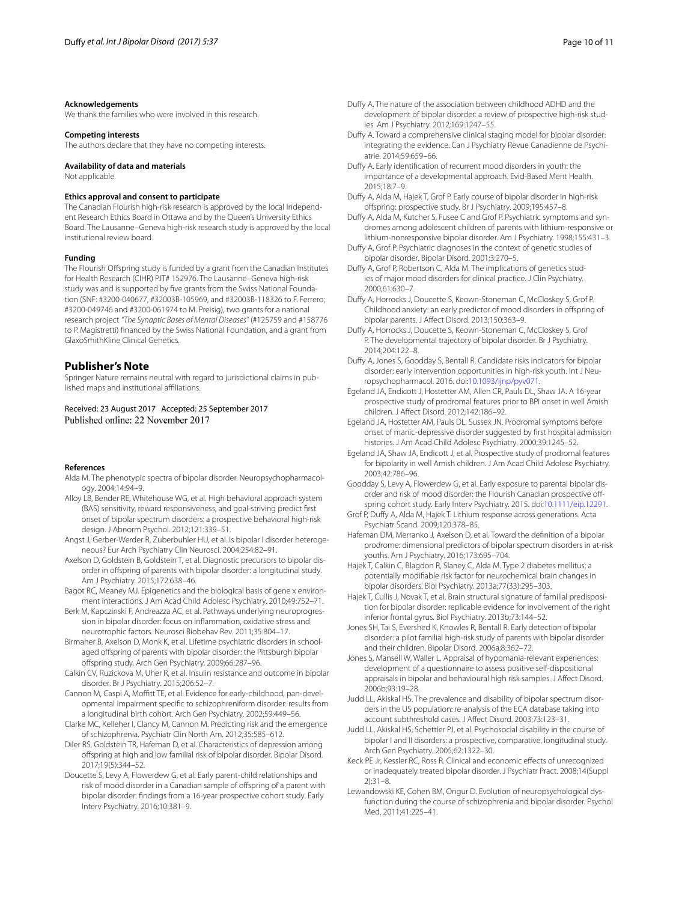#### Acknowledgements

We thank the families who were involved in this research.

#### Competing interests

The authors declare that they have no competing interests.

#### Availability of data and materials

Not applicable.

#### Ethics approval and consent to participate

The Canadian Flourish high-risk research is approved by the local Independent Research Ethics Board in Ottawa and by the Queen's University Ethics Board. The Lausanne–Geneva high-risk research study is approved by the local institutional review board.

#### Funding

The Flourish Offspring study is funded by a grant from the Canadian Institutes for Health Research (CIHR) PJT# 152976. The Lausanne–Geneva high-risk study was and is supported by five grants from the Swiss National Foundation (SNF: #3200-040677, #32003B-105969, and #32003B-118326 to F. Ferrero; #3200-049746 and #3200-061974 to M. Preisig), two grants for a national research project *"The Synaptic Bases of Mental Diseases"* (#125759 and #158776 to P. Magistretti) financed by the Swiss National Foundation, and a grant from GlaxoSmithKline Clinical Genetics.

## Publisher's Note

Springer Nature remains neutral with regard to jurisdictional claims in published maps and institutional affiliations.

Received: 23 August 2017 Accepted: 25 September 2017
Published online: 22 November 2017

#### References

- Alda M. The phenotypic spectra of bipolar disorder. Neuropsychopharmacology. 2004;14:94–9.
- Alloy LB, Bender RE, Whitehouse WG, et al. High behavioral approach system (BAS) sensitivity, reward responsiveness, and goal-striving predict first onset of bipolar spectrum disorders: a prospective behavioral high-risk design. J Abnorm Psychol. 2012;121:339–51.
- Angst J, Gerber-Werder R, Zuberbuhler HU, et al. Is bipolar I disorder heterogeneous? Eur Arch Psychiatry Clin Neurosci. 2004;254:82–91.
- Axelson D, Goldstein B, Goldstein T, et al. Diagnostic precursors to bipolar disorder in offspring of parents with bipolar disorder: a longitudinal study. Am J Psychiatry. 2015;172:638–46.
- Bagot RC, Meaney MJ. Epigenetics and the biological basis of gene x environment interactions. J Am Acad Child Adolesc Psychiatry. 2010;49:752–71.
- Berk M, Kapczinski F, Andreazza AC, et al. Pathways underlying neuroprogression in bipolar disorder: focus on inflammation, oxidative stress and neurotrophic factors. Neurosci Biobehav Rev. 2011;35:804–17.
- Birmaher B, Axelson D, Monk K, et al. Lifetime psychiatric disorders in school-aged offspring of parents with bipolar disorder: the Pittsburgh bipolar offspring study. Arch Gen Psychiatry. 2009;66:287–96.
- Calkin CV, Ruzickova M, Uher R, et al. Insulin resistance and outcome in bipolar disorder. Br J Psychiatry. 2015;206:52–7.
- Cannon M, Caspi A, Moffitt TE, et al. Evidence for early-childhood, pan-developmental impairment specific to schizophreniform disorder: results from a longitudinal birth cohort. Arch Gen Psychiatry. 2002;59:449–56.
- Clarke MC, Kelleher I, Clancy M, Cannon M. Predicting risk and the emergence of schizophrenia. Psychiatr Clin North Am. 2012;35:585–612.
- Diler RS, Goldstein TR, Hafeman D, et al. Characteristics of depression among offspring at high and low familial risk of bipolar disorder. Bipolar Disord. 2017;19(5):344–52.
- Doucette S, Levy A, Flowerdew G, et al. Early parent-child relationships and risk of mood disorder in a Canadian sample of offspring of a parent with bipolar disorder: findings from a 16-year prospective cohort study. Early Interv Psychiatry. 2016;10:381–9.
- Duffy A. The nature of the association between childhood ADHD and the development of bipolar disorder: a review of prospective high-risk studies. Am J Psychiatry. 2012;169:1247–55.
- Duffy A. Toward a comprehensive clinical staging model for bipolar disorder: integrating the evidence. Can J Psychiatry Revue Canadienne de Psychiatrie. 2014;59:659–66.
- Duffy A. Early identification of recurrent mood disorders in youth: the importance of a developmental approach. Evid-Based Ment Health. 2015;18:7–9.
- Duffy A, Alda M, Hajek T, Grof P. Early course of bipolar disorder in high-risk offspring: prospective study. Br J Psychiatry. 2009;195:457–8.
- Duffy A, Alda M, Kutcher S, Fusee C and Grof P. Psychiatric symptoms and syndromes among adolescent children of parents with lithium-responsive or lithium-nonresponsive bipolar disorder. Am J Psychiatry. 1998;155:431–3.
- Duffy A, Grof P. Psychiatric diagnoses in the context of genetic studies of bipolar disorder. Bipolar Disord. 2001;3:270–5.
- Duffy A, Grof P, Robertson C, Alda M. The implications of genetics studies of major mood disorders for clinical practice. J Clin Psychiatry. 2000;61:630–7.
- Duffy A, Horrocks J, Doucette S, Keown-Stoneman C, McCloskey S, Grof P. Childhood anxiety: an early predictor of mood disorders in offspring of bipolar parents. J Affect Disord. 2013;150:363–9.
- Duffy A, Horrocks J, Doucette S, Keown-Stoneman C, McCloskey S, Grof P. The developmental trajectory of bipolar disorder. Br J Psychiatry. 2014;204:122–8.
- Duffy A, Jones S, Goodday S, Bentall R. Candidate risks indicators for bipolar disorder: early intervention opportunities in high-risk youth. Int J Neuropsychopharmacol. 2016. doi:10.1093/ijnp/pyv071.
- Egeland JA, Endicott J, Hostetter AM, Allen CR, Pauls DL, Shaw JA. A 16-year prospective study of prodromal features prior to BPI onset in well Amish children. J Affect Disord. 2012;142:186–92.
- Egeland JA, Hostetter AM, Pauls DL, Sussex JN. Prodromal symptoms before onset of manic-depressive disorder suggested by first hospital admission histories. J Am Acad Child Adolesc Psychiatry. 2000;39:1245–52.
- Egeland JA, Shaw JA, Endicott J, et al. Prospective study of prodromal features for bipolarity in well Amish children. J Am Acad Child Adolesc Psychiatry. 2003;42:786–96.
- Goodday S, Levy A, Flowerdew G, et al. Early exposure to parental bipolar disorder and risk of mood disorder: the Flourish Canadian prospective offspring cohort study. Early Interv Psychiatry. 2015. doi:10.1111/eip.12291.
- Grof P, Duffy A, Alda M, Hajek T. Lithium response across generations. Acta Psychiatr Scand. 2009;120:378–85.
- Hafeman DM, Merranko J, Axelson D, et al. Toward the definition of a bipolar prodrome: dimensional predictors of bipolar spectrum disorders in at-risk youths. Am J Psychiatry. 2016;173:695–704.
- Hajek T, Calkin C, Blagdon R, Slaney C, Alda M. Type 2 diabetes mellitus: a potentially modifiable risk factor for neurochemical brain changes in bipolar disorders. Biol Psychiatry. 2013a;77(33):295–303.
- Hajek T, Cullis J, Novak T, et al. Brain structural signature of familial predisposition for bipolar disorder: replicable evidence for involvement of the right inferior frontal gyrus. Biol Psychiatry. 2013b;73:144–52.
- Jones SH, Tai S, Evershed K, Knowles R, Bentall R. Early detection of bipolar disorder: a pilot familial high-risk study of parents with bipolar disorder and their children. Bipolar Disord. 2006a;8:362–72.
- Jones S, Mansell W, Waller L. Appraisal of hypomania-relevant experiences: development of a questionnaire to assess positive self-dispositional appraisals in bipolar and behavioural high risk samples. J Affect Disord. 2006b;93:19–28.
- Judd LL, Akiskal HS. The prevalence and disability of bipolar spectrum disorders in the US population: re-analysis of the ECA database taking into account subthreshold cases. J Affect Disord. 2003;73:123–31.
- Judd LL, Akiskal HS, Schettler PJ, et al. Psychosocial disability in the course of bipolar I and II disorders: a prospective, comparative, longitudinal study. Arch Gen Psychiatry. 2005;62:1322–30.
- Keck PE Jr, Kessler RC, Ross R. Clinical and economic effects of unrecognized or inadequately treated bipolar disorder. J Psychiatr Pract. 2008;14(Suppl 2):31–8.
- Lewandowski KE, Cohen BM, Ongur D. Evolution of neuropsychological dysfunction during the course of schizophrenia and bipolar disorder. Psychol Med. 2011;41:225–41.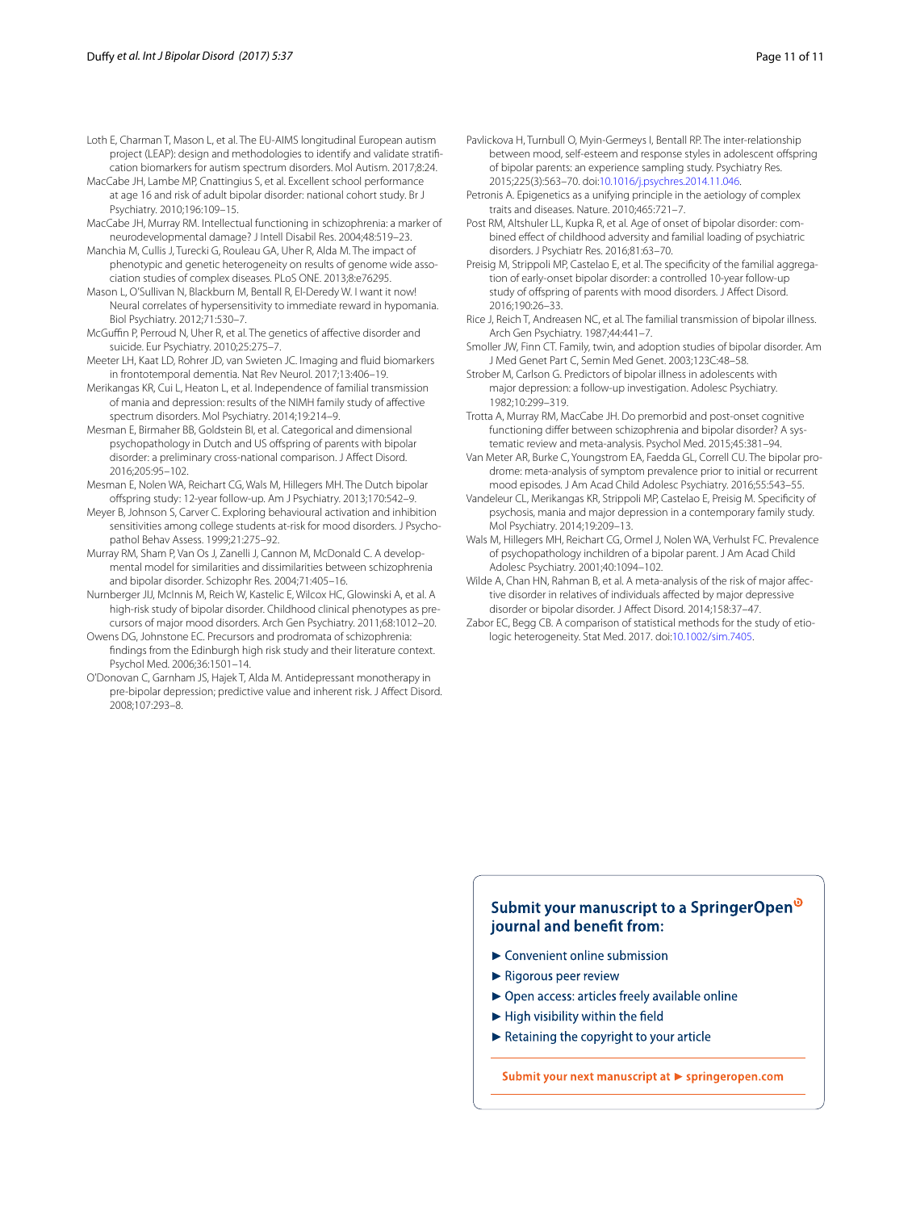Loth E, Charman T, Mason L, et al. The EU-AIMS longitudinal European autism project (LEAP): design and methodologies to identify and validate stratification biomarkers for autism spectrum disorders. Mol Autism. 2017;8:24.

MacCabe JH, Lambe MP, Cnattingius S, et al. Excellent school performance at age 16 and risk of adult bipolar disorder: national cohort study. Br J Psychiatry. 2010;196:109–15.

MacCabe JH, Murray RM. Intellectual functioning in schizophrenia: a marker of neurodevelopmental damage? J Intell Disabil Res. 2004;48:519–23.

Manchia M, Cullis J, Turecki G, Rouleau GA, Uher R, Alda M. The impact of phenotypic and genetic heterogeneity on results of genome wide association studies of complex diseases. PLoS ONE. 2013;8:e76295.

Mason L, O'Sullivan N, Blackburn M, Bentall R, El-Deredy W. I want it now! Neural correlates of hypersensitivity to immediate reward in hypomania. Biol Psychiatry. 2012;71:530–7.

McGuffin P, Perroud N, Uher R, et al. The genetics of affective disorder and suicide. Eur Psychiatry. 2010;25:275–7.

Meeter LH, Kaat LD, Rohrer JD, van Swieten JC. Imaging and fluid biomarkers in frontotemporal dementia. Nat Rev Neurol. 2017;13:406–19.

Merikangas KR, Cui L, Heaton L, et al. Independence of familial transmission of mania and depression: results of the NIMH family study of affective spectrum disorders. Mol Psychiatry. 2014;19:214–9.

Mesman E, Birmaher BB, Goldstein BI, et al. Categorical and dimensional psychopathology in Dutch and US offspring of parents with bipolar disorder: a preliminary cross-national comparison. J Affect Disord. 2016;205:95–102.

Mesman E, Nolen WA, Reichart CG, Wals M, Hillegers MH. The Dutch bipolar offspring study: 12-year follow-up. Am J Psychiatry. 2013;170:542–9.

Meyer B, Johnson S, Carver C. Exploring behavioural activation and inhibition sensitivities among college students at-risk for mood disorders. J Psychopathol Behav Assess. 1999;21:275–92.

Murray RM, Sham P, Van Os J, Zanelli J, Cannon M, McDonald C. A developmental model for similarities and dissimilarities between schizophrenia and bipolar disorder. Schizophr Res. 2004;71:405–16.

Nurnberger JIJ, McInnis M, Reich W, Kastelic E, Wilcox HC, Glowinski A, et al. A high-risk study of bipolar disorder. Childhood clinical phenotypes as precursors of major mood disorders. Arch Gen Psychiatry. 2011;68:1012–20.

Owens DG, Johnstone EC. Precursors and prodromata of schizophrenia: findings from the Edinburgh high risk study and their literature context. Psychol Med. 2006;36:1501–14.

O'Donovan C, Garnham JS, Hajek T, Alda M. Antidepressant monotherapy in pre-bipolar depression; predictive value and inherent risk. J Affect Disord. 2008;107:293–8.

Pavlickova H, Turnbull O, Myin-Germeys I, Bentall RP. The inter-relationship between mood, self-esteem and response styles in adolescent offspring of bipolar parents: an experience sampling study. Psychiatry Res. 2015;225(3):563–70. doi:10.1016/j.psychres.2014.11.046.

Petronis A. Epigenetics as a unifying principle in the aetiology of complex traits and diseases. Nature. 2010;465:721–7.

Post RM, Altshuler LL, Kupka R, et al. Age of onset of bipolar disorder: combined effect of childhood adversity and familial loading of psychiatric disorders. J Psychiatr Res. 2016;81:63–70.

Preisig M, Strippoli MP, Castelao E, et al. The specificity of the familial aggregation of early-onset bipolar disorder: a controlled 10-year follow-up study of offspring of parents with mood disorders. J Affect Disord. 2016;190:26–33.

Rice J, Reich T, Andreasen NC, et al. The familial transmission of bipolar illness. Arch Gen Psychiatry. 1987;44:441–7.

Smoller JW, Finn CT. Family, twin, and adoption studies of bipolar disorder. Am J Med Genet Part C, Semin Med Genet. 2003;123C:48–58.

Strober M, Carlson G. Predictors of bipolar illness in adolescents with major depression: a follow-up investigation. Adolesc Psychiatry. 1982;10:299–319.

Trotta A, Murray RM, MacCabe JH. Do premorbid and post-onset cognitive functioning differ between schizophrenia and bipolar disorder? A systematic review and meta-analysis. Psychol Med. 2015;45:381–94.

Van Meter AR, Burke C, Youngstrom EA, Faedda GL, Correll CU. The bipolar prodrome: meta-analysis of symptom prevalence prior to initial or recurrent mood episodes. J Am Acad Child Adolesc Psychiatry. 2016;55:543–55.

Vandeleur CL, Merikangas KR, Strippoli MP, Castelao E, Preisig M. Specificity of psychosis, mania and major depression in a contemporary family study. Mol Psychiatry. 2014;19:209–13.

Wals M, Hillegers MH, Reichart CG, Ormel J, Nolen WA, Verhulst FC. Prevalence of psychopathology inchildren of a bipolar parent. J Am Acad Child Adolesc Psychiatry. 2001;40:1094–102.

Wilde A, Chan HN, Rahman B, et al. A meta-analysis of the risk of major affective disorder in relatives of individuals affected by major depressive disorder or bipolar disorder. J Affect Disord. 2014;158:37–47.

Zabor EC, Begg CB. A comparison of statistical methods for the study of etiologic heterogeneity. Stat Med. 2017. doi:10.1002/sim.7405.

**Submit your manuscript to a SpringerOpen journal and benefit from:**

- ► Convenient online submission
- ► Rigorous peer review
- ► Open access: articles freely available online
- ► High visibility within the field
- ► Retaining the copyright to your article

**Submit your next manuscript at ► springeropen.com**